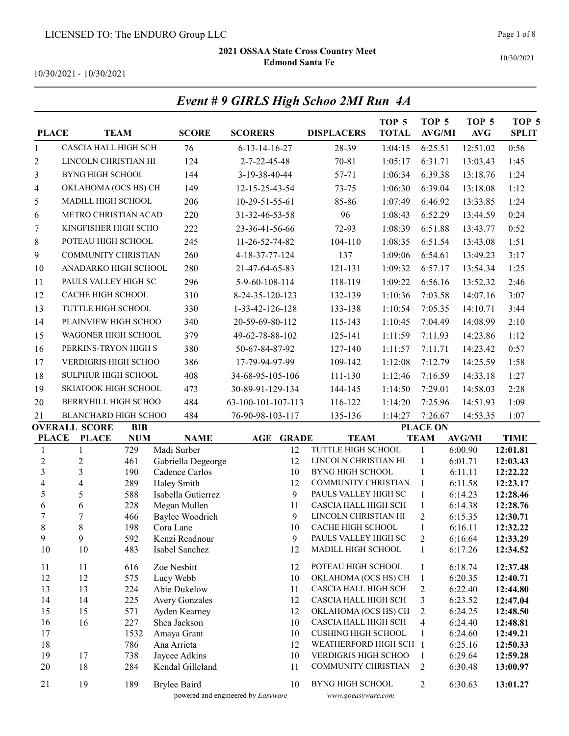LICENSED TO: The ENDURO Group LLC

**2021 OSSAA State Cross Country Meet**
**Edmond Santa Fe**

10/30/2021 - 10/30/2021

10/30/2021

## *Event # 9 GIRLS High Schoo 2MI Run 4A*

| PLACE | TEAM | SCORE | SCORERS | DISPLACERS | TOP 5 TOTAL | TOP 5 AVG/MI | TOP 5 AVG | TOP 5 SPLIT |
|---|---|---|---|---|---|---|---|---|
| 1 | CASCIA HALL HIGH SCH | 76 | 6-13-14-16-27 | 28-39 | 1:04:15 | 6:25.51 | 12:51.02 | 0:56 |
| 2 | LINCOLN CHRISTIAN HI | 124 | 2-7-22-45-48 | 70-81 | 1:05:17 | 6:31.71 | 13:03.43 | 1:45 |
| 3 | BYNG HIGH SCHOOL | 144 | 3-19-38-40-44 | 57-71 | 1:06:34 | 6:39.38 | 13:18.76 | 1:24 |
| 4 | OKLAHOMA (OCS HS) CH | 149 | 12-15-25-43-54 | 73-75 | 1:06:30 | 6:39.04 | 13:18.08 | 1:12 |
| 5 | MADILL HIGH SCHOOL | 206 | 10-29-51-55-61 | 85-86 | 1:07:49 | 6:46.92 | 13:33.85 | 1:24 |
| 6 | METRO CHRISTIAN ACAD | 220 | 31-32-46-53-58 | 96 | 1:08:43 | 6:52.29 | 13:44.59 | 0:24 |
| 7 | KINGFISHER HIGH SCHO | 222 | 23-36-41-56-66 | 72-93 | 1:08:39 | 6:51.88 | 13:43.77 | 0:52 |
| 8 | POTEAU HIGH SCHOOL | 245 | 11-26-52-74-82 | 104-110 | 1:08:35 | 6:51.54 | 13:43.08 | 1:51 |
| 9 | COMMUNITY CHRISTIAN | 260 | 4-18-37-77-124 | 137 | 1:09:06 | 6:54.61 | 13:49.23 | 3:17 |
| 10 | ANADARKO HIGH SCHOOL | 280 | 21-47-64-65-83 | 121-131 | 1:09:32 | 6:57.17 | 13:54.34 | 1:25 |
| 11 | PAULS VALLEY HIGH SC | 296 | 5-9-60-108-114 | 118-119 | 1:09:22 | 6:56.16 | 13:52.32 | 2:46 |
| 12 | CACHE HIGH SCHOOL | 310 | 8-24-35-120-123 | 132-139 | 1:10:36 | 7:03.58 | 14:07.16 | 3:07 |
| 13 | TUTTLE HIGH SCHOOL | 330 | 1-33-42-126-128 | 133-138 | 1:10:54 | 7:05.35 | 14:10.71 | 3:44 |
| 14 | PLAINVIEW HIGH SCHOO | 340 | 20-59-69-80-112 | 115-143 | 1:10:45 | 7:04.49 | 14:08.99 | 2:10 |
| 15 | WAGONER HIGH SCHOOL | 379 | 49-62-78-88-102 | 125-141 | 1:11:59 | 7:11.93 | 14:23.86 | 1:12 |
| 16 | PERKINS-TRYON HIGH S | 380 | 50-67-84-87-92 | 127-140 | 1:11:57 | 7:11.71 | 14:23.42 | 0:57 |
| 17 | VERDIGRIS HIGH SCHOO | 386 | 17-79-94-97-99 | 109-142 | 1:12:08 | 7:12.79 | 14:25.59 | 1:58 |
| 18 | SULPHUR HIGH SCHOOL | 408 | 34-68-95-105-106 | 111-130 | 1:12:46 | 7:16.59 | 14:33.18 | 1:27 |
| 19 | SKIATOOK HIGH SCHOOL | 473 | 30-89-91-129-134 | 144-145 | 1:14:50 | 7:29.01 | 14:58.03 | 2:28 |
| 20 | BERRYHILL HIGH SCHOO | 484 | 63-100-101-107-113 | 116-122 | 1:14:20 | 7:25.96 | 14:51.93 | 1:09 |
| 21 | BLANCHARD HIGH SCHOO | 484 | 76-90-98-103-117 | 135-136 | 1:14:27 | 7:26.67 | 14:53.35 | 1:07 |

| OVERALL PLACE | SCORE PLACE | BIB NUM | NAME | AGE | GRADE | TEAM | PLACE ON TEAM | AVG/MI | TIME |
|---|---|---|---|---|---|---|---|---|---|
| 1 | 1 | 729 | Madi Surber | | 12 | TUTTLE HIGH SCHOOL | 1 | 6:00.90 | **12:01.81** |
| 2 | 2 | 461 | Gabriella Degeorge | | 12 | LINCOLN CHRISTIAN HI | 1 | 6:01.71 | **12:03.43** |
| 3 | 3 | 190 | Cadence Carlos | | 10 | BYNG HIGH SCHOOL | 1 | 6:11.11 | **12:22.22** |
| 4 | 4 | 289 | Haley Smith | | 12 | COMMUNITY CHRISTIAN | 1 | 6:11.58 | **12:23.17** |
| 5 | 5 | 588 | Isabella Gutierrez | | 9 | PAULS VALLEY HIGH SC | 1 | 6:14.23 | **12:28.46** |
| 6 | 6 | 228 | Megan Mullen | | 11 | CASCIA HALL HIGH SCH | 1 | 6:14.38 | **12:28.76** |
| 7 | 7 | 466 | Baylee Woodrich | | 9 | LINCOLN CHRISTIAN HI | 2 | 6:15.35 | **12:30.71** |
| 8 | 8 | 198 | Cora Lane | | 10 | CACHE HIGH SCHOOL | 1 | 6:16.11 | **12:32.22** |
| 9 | 9 | 592 | Kenzi Readnour | | 9 | PAULS VALLEY HIGH SC | 2 | 6:16.64 | **12:33.29** |
| 10 | 10 | 483 | Isabel Sanchez | | 12 | MADILL HIGH SCHOOL | 1 | 6:17.26 | **12:34.52** |
| 11 | 11 | 616 | Zoe Nesbitt | | 12 | POTEAU HIGH SCHOOL | 1 | 6:18.74 | **12:37.48** |
| 12 | 12 | 575 | Lucy Webb | | 10 | OKLAHOMA (OCS HS) CH | 1 | 6:20.35 | **12:40.71** |
| 13 | 13 | 224 | Abie Dukelow | | 11 | CASCIA HALL HIGH SCH | 2 | 6:22.40 | **12:44.80** |
| 14 | 14 | 225 | Avery Gonzales | | 12 | CASCIA HALL HIGH SCH | 3 | 6:23.52 | **12:47.04** |
| 15 | 15 | 571 | Ayden Kearney | | 12 | OKLAHOMA (OCS HS) CH | 2 | 6:24.25 | **12:48.50** |
| 16 | 16 | 227 | Shea Jackson | | 10 | CASCIA HALL HIGH SCH | 4 | 6:24.40 | **12:48.81** |
| 17 | | 1532 | Amaya Grant | | 10 | CUSHING HIGH SCHOOL | 1 | 6:24.60 | **12:49.21** |
| 18 | | 786 | Ana Arrieta | | 12 | WEATHERFORD HIGH SCH | 1 | 6:25.16 | **12:50.33** |
| 19 | 17 | 738 | Jaycee Adkins | | 10 | VERDIGRIS HIGH SCHOO | 1 | 6:29.64 | **12:59.28** |
| 20 | 18 | 284 | Kendal Gilleland | | 11 | COMMUNITY CHRISTIAN | 2 | 6:30.48 | **13:00.97** |
| 21 | 19 | 189 | Brylee Baird | | 10 | BYNG HIGH SCHOOL | 2 | 6:30.63 | **13:01.27** |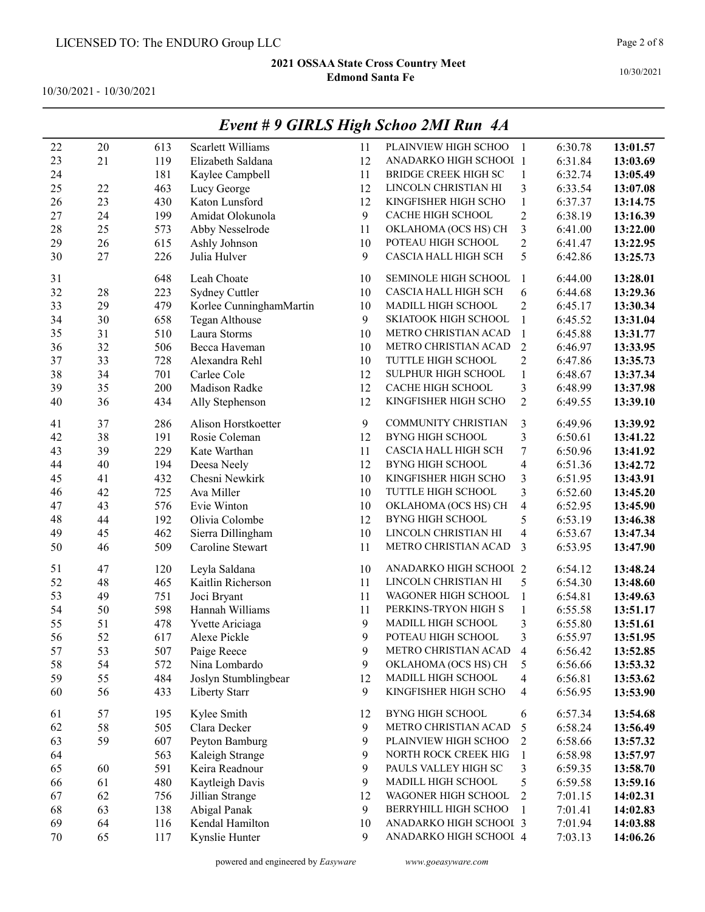LICENSED TO: The ENDURO Group LLC

**2021 OSSAA State Cross Country Meet**
**Edmond Santa Fe**

10/30/2021 - 10/30/2021

## *Event # 9 GIRLS High Schoo 2MI Run 4A*

| | | | | | | | | |
|---|---|---|---|---|---|---|---|---|
| 22 | 20 | 613 | Scarlett Williams | 11 | PLAINVIEW HIGH SCHOO | 1 | 6:30.78 | **13:01.57** |
| 23 | 21 | 119 | Elizabeth Saldana | 12 | ANADARKO HIGH SCHOOL | 1 | 6:31.84 | **13:03.69** |
| 24 | | 181 | Kaylee Campbell | 11 | BRIDGE CREEK HIGH SC | 1 | 6:32.74 | **13:05.49** |
| 25 | 22 | 463 | Lucy George | 12 | LINCOLN CHRISTIAN HI | 3 | 6:33.54 | **13:07.08** |
| 26 | 23 | 430 | Katon Lunsford | 12 | KINGFISHER HIGH SCHO | 1 | 6:37.37 | **13:14.75** |
| 27 | 24 | 199 | Amidat Olokunola | 9 | CACHE HIGH SCHOOL | 2 | 6:38.19 | **13:16.39** |
| 28 | 25 | 573 | Abby Nesselrode | 11 | OKLAHOMA (OCS HS) CH | 3 | 6:41.00 | **13:22.00** |
| 29 | 26 | 615 | Ashly Johnson | 10 | POTEAU HIGH SCHOOL | 2 | 6:41.47 | **13:22.95** |
| 30 | 27 | 226 | Julia Hulver | 9 | CASCIA HALL HIGH SCH | 5 | 6:42.86 | **13:25.73** |
| 31 | | 648 | Leah Choate | 10 | SEMINOLE HIGH SCHOOL | 1 | 6:44.00 | **13:28.01** |
| 32 | 28 | 223 | Sydney Cuttler | 10 | CASCIA HALL HIGH SCH | 6 | 6:44.68 | **13:29.36** |
| 33 | 29 | 479 | Korlee CunninghamMartin | 10 | MADILL HIGH SCHOOL | 2 | 6:45.17 | **13:30.34** |
| 34 | 30 | 658 | Tegan Althouse | 9 | SKIATOOK HIGH SCHOOL | 1 | 6:45.52 | **13:31.04** |
| 35 | 31 | 510 | Laura Storms | 10 | METRO CHRISTIAN ACAD | 1 | 6:45.88 | **13:31.77** |
| 36 | 32 | 506 | Becca Haveman | 10 | METRO CHRISTIAN ACAD | 2 | 6:46.97 | **13:33.95** |
| 37 | 33 | 728 | Alexandra Rehl | 10 | TUTTLE HIGH SCHOOL | 2 | 6:47.86 | **13:35.73** |
| 38 | 34 | 701 | Carlee Cole | 12 | SULPHUR HIGH SCHOOL | 1 | 6:48.67 | **13:37.34** |
| 39 | 35 | 200 | Madison Radke | 12 | CACHE HIGH SCHOOL | 3 | 6:48.99 | **13:37.98** |
| 40 | 36 | 434 | Ally Stephenson | 12 | KINGFISHER HIGH SCHO | 2 | 6:49.55 | **13:39.10** |
| 41 | 37 | 286 | Alison Horstkoetter | 9 | COMMUNITY CHRISTIAN | 3 | 6:49.96 | **13:39.92** |
| 42 | 38 | 191 | Rosie Coleman | 12 | BYNG HIGH SCHOOL | 3 | 6:50.61 | **13:41.22** |
| 43 | 39 | 229 | Kate Warthan | 11 | CASCIA HALL HIGH SCH | 7 | 6:50.96 | **13:41.92** |
| 44 | 40 | 194 | Deesa Neely | 12 | BYNG HIGH SCHOOL | 4 | 6:51.36 | **13:42.72** |
| 45 | 41 | 432 | Chesni Newkirk | 10 | KINGFISHER HIGH SCHO | 3 | 6:51.95 | **13:43.91** |
| 46 | 42 | 725 | Ava Miller | 10 | TUTTLE HIGH SCHOOL | 3 | 6:52.60 | **13:45.20** |
| 47 | 43 | 576 | Evie Winton | 10 | OKLAHOMA (OCS HS) CH | 4 | 6:52.95 | **13:45.90** |
| 48 | 44 | 192 | Olivia Colombe | 12 | BYNG HIGH SCHOOL | 5 | 6:53.19 | **13:46.38** |
| 49 | 45 | 462 | Sierra Dillingham | 10 | LINCOLN CHRISTIAN HI | 4 | 6:53.67 | **13:47.34** |
| 50 | 46 | 509 | Caroline Stewart | 11 | METRO CHRISTIAN ACAD | 3 | 6:53.95 | **13:47.90** |
| 51 | 47 | 120 | Leyla Saldana | 10 | ANADARKO HIGH SCHOOL | 2 | 6:54.12 | **13:48.24** |
| 52 | 48 | 465 | Kaitlin Richerson | 11 | LINCOLN CHRISTIAN HI | 5 | 6:54.30 | **13:48.60** |
| 53 | 49 | 751 | Joci Bryant | 11 | WAGONER HIGH SCHOOL | 1 | 6:54.81 | **13:49.63** |
| 54 | 50 | 598 | Hannah Williams | 11 | PERKINS-TRYON HIGH S | 1 | 6:55.58 | **13:51.17** |
| 55 | 51 | 478 | Yvette Ariciaga | 9 | MADILL HIGH SCHOOL | 3 | 6:55.80 | **13:51.61** |
| 56 | 52 | 617 | Alexe Pickle | 9 | POTEAU HIGH SCHOOL | 3 | 6:55.97 | **13:51.95** |
| 57 | 53 | 507 | Paige Reece | 9 | METRO CHRISTIAN ACAD | 4 | 6:56.42 | **13:52.85** |
| 58 | 54 | 572 | Nina Lombardo | 9 | OKLAHOMA (OCS HS) CH | 5 | 6:56.66 | **13:53.32** |
| 59 | 55 | 484 | Joslyn Stumblingbear | 12 | MADILL HIGH SCHOOL | 4 | 6:56.81 | **13:53.62** |
| 60 | 56 | 433 | Liberty Starr | 9 | KINGFISHER HIGH SCHO | 4 | 6:56.95 | **13:53.90** |
| 61 | 57 | 195 | Kylee Smith | 12 | BYNG HIGH SCHOOL | 6 | 6:57.34 | **13:54.68** |
| 62 | 58 | 505 | Clara Decker | 9 | METRO CHRISTIAN ACAD | 5 | 6:58.24 | **13:56.49** |
| 63 | 59 | 607 | Peyton Bamburg | 9 | PLAINVIEW HIGH SCHOO | 2 | 6:58.66 | **13:57.32** |
| 64 | | 563 | Kaleigh Strange | 9 | NORTH ROCK CREEK HIG | 1 | 6:58.98 | **13:57.97** |
| 65 | 60 | 591 | Keira Readnour | 9 | PAULS VALLEY HIGH SC | 3 | 6:59.35 | **13:58.70** |
| 66 | 61 | 480 | Kaytleigh Davis | 9 | MADILL HIGH SCHOOL | 5 | 6:59.58 | **13:59.16** |
| 67 | 62 | 756 | Jillian Strange | 12 | WAGONER HIGH SCHOOL | 2 | 7:01.15 | **14:02.31** |
| 68 | 63 | 138 | Abigal Panak | 9 | BERRYHILL HIGH SCHOO | 1 | 7:01.41 | **14:02.83** |
| 69 | 64 | 116 | Kendal Hamilton | 10 | ANADARKO HIGH SCHOOL | 3 | 7:01.94 | **14:03.88** |
| 70 | 65 | 117 | Kynslie Hunter | 9 | ANADARKO HIGH SCHOOL | 4 | 7:03.13 | **14:06.26** |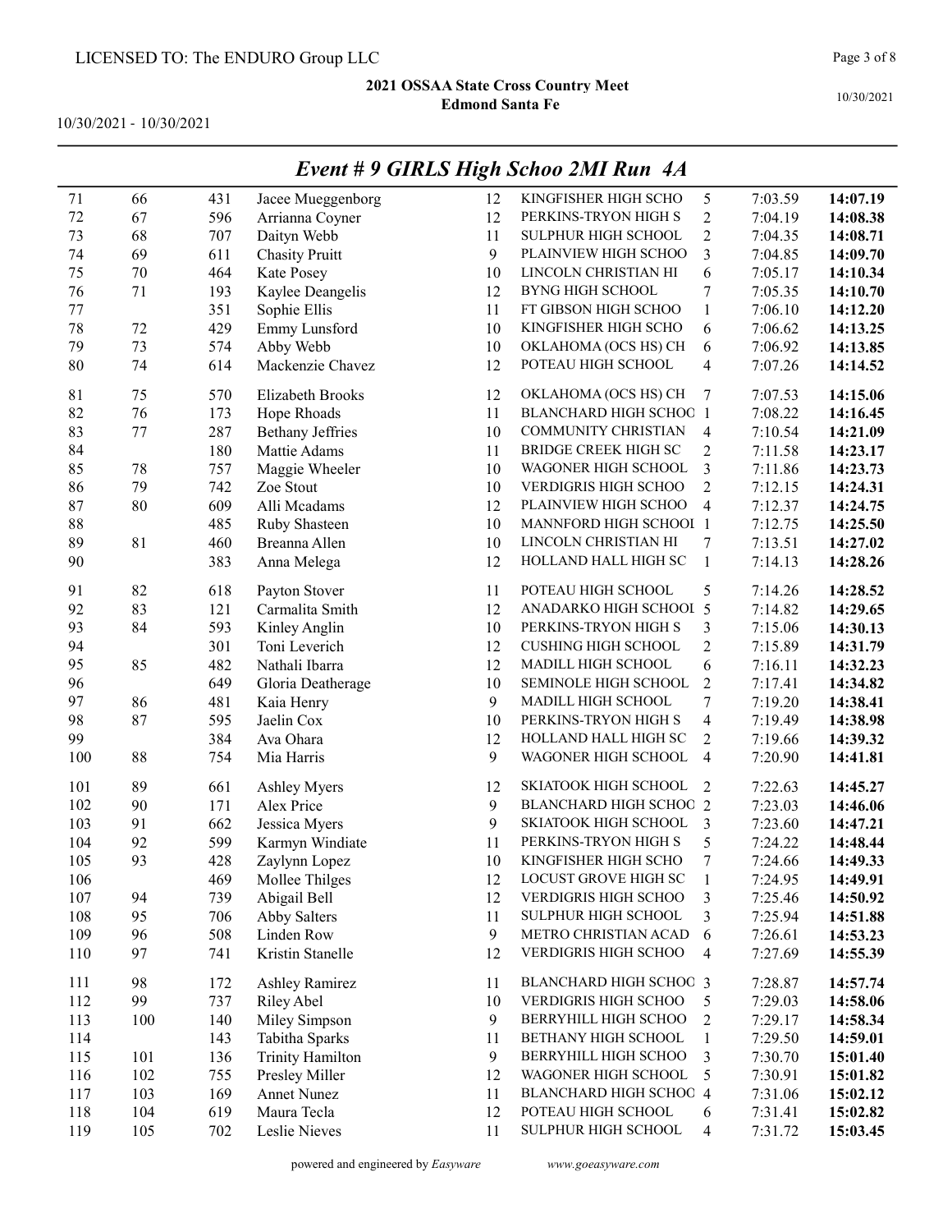# 2021 OSSAA State Cross Country Meet

## Edmond Santa Fe

10/30/2021 - 10/30/2021

### *Event # 9 GIRLS High Schoo 2MI Run 4A*

| | | | | | | | | |
|---|---|---|---|---|---|---|---|---|
| 71 | 66 | 431 | Jacee Mueggenborg | 12 | KINGFISHER HIGH SCHO | 5 | 7:03.59 | **14:07.19** |
| 72 | 67 | 596 | Arrianna Coyner | 12 | PERKINS-TRYON HIGH S | 2 | 7:04.19 | **14:08.38** |
| 73 | 68 | 707 | Daityn Webb | 11 | SULPHUR HIGH SCHOOL | 2 | 7:04.35 | **14:08.71** |
| 74 | 69 | 611 | Chasity Pruitt | 9 | PLAINVIEW HIGH SCHOO | 3 | 7:04.85 | **14:09.70** |
| 75 | 70 | 464 | Kate Posey | 10 | LINCOLN CHRISTIAN HI | 6 | 7:05.17 | **14:10.34** |
| 76 | 71 | 193 | Kaylee Deangelis | 12 | BYNG HIGH SCHOOL | 7 | 7:05.35 | **14:10.70** |
| 77 | | 351 | Sophie Ellis | 11 | FT GIBSON HIGH SCHOO | 1 | 7:06.10 | **14:12.20** |
| 78 | 72 | 429 | Emmy Lunsford | 10 | KINGFISHER HIGH SCHO | 6 | 7:06.62 | **14:13.25** |
| 79 | 73 | 574 | Abby Webb | 10 | OKLAHOMA (OCS HS) CH | 6 | 7:06.92 | **14:13.85** |
| 80 | 74 | 614 | Mackenzie Chavez | 12 | POTEAU HIGH SCHOOL | 4 | 7:07.26 | **14:14.52** |
| 81 | 75 | 570 | Elizabeth Brooks | 12 | OKLAHOMA (OCS HS) CH | 7 | 7:07.53 | **14:15.06** |
| 82 | 76 | 173 | Hope Rhoads | 11 | BLANCHARD HIGH SCHOO | 1 | 7:08.22 | **14:16.45** |
| 83 | 77 | 287 | Bethany Jeffries | 10 | COMMUNITY CHRISTIAN | 4 | 7:10.54 | **14:21.09** |
| 84 | | 180 | Mattie Adams | 11 | BRIDGE CREEK HIGH SC | 2 | 7:11.58 | **14:23.17** |
| 85 | 78 | 757 | Maggie Wheeler | 10 | WAGONER HIGH SCHOOL | 3 | 7:11.86 | **14:23.73** |
| 86 | 79 | 742 | Zoe Stout | 10 | VERDIGRIS HIGH SCHOO | 2 | 7:12.15 | **14:24.31** |
| 87 | 80 | 609 | Alli Mcadams | 12 | PLAINVIEW HIGH SCHOO | 4 | 7:12.37 | **14:24.75** |
| 88 | | 485 | Ruby Shasteen | 10 | MANNFORD HIGH SCHOOL | 1 | 7:12.75 | **14:25.50** |
| 89 | 81 | 460 | Breanna Allen | 10 | LINCOLN CHRISTIAN HI | 7 | 7:13.51 | **14:27.02** |
| 90 | | 383 | Anna Melega | 12 | HOLLAND HALL HIGH SC | 1 | 7:14.13 | **14:28.26** |
| 91 | 82 | 618 | Payton Stover | 11 | POTEAU HIGH SCHOOL | 5 | 7:14.26 | **14:28.52** |
| 92 | 83 | 121 | Carmalita Smith | 12 | ANADARKO HIGH SCHOOL | 5 | 7:14.82 | **14:29.65** |
| 93 | 84 | 593 | Kinley Anglin | 10 | PERKINS-TRYON HIGH S | 3 | 7:15.06 | **14:30.13** |
| 94 | | 301 | Toni Leverich | 12 | CUSHING HIGH SCHOOL | 2 | 7:15.89 | **14:31.79** |
| 95 | 85 | 482 | Nathali Ibarra | 12 | MADILL HIGH SCHOOL | 6 | 7:16.11 | **14:32.23** |
| 96 | | 649 | Gloria Deatherage | 10 | SEMINOLE HIGH SCHOOL | 2 | 7:17.41 | **14:34.82** |
| 97 | 86 | 481 | Kaia Henry | 9 | MADILL HIGH SCHOOL | 7 | 7:19.20 | **14:38.41** |
| 98 | 87 | 595 | Jaelin Cox | 10 | PERKINS-TRYON HIGH S | 4 | 7:19.49 | **14:38.98** |
| 99 | | 384 | Ava Ohara | 12 | HOLLAND HALL HIGH SC | 2 | 7:19.66 | **14:39.32** |
| 100 | 88 | 754 | Mia Harris | 9 | WAGONER HIGH SCHOOL | 4 | 7:20.90 | **14:41.81** |
| 101 | 89 | 661 | Ashley Myers | 12 | SKIATOOK HIGH SCHOOL | 2 | 7:22.63 | **14:45.27** |
| 102 | 90 | 171 | Alex Price | 9 | BLANCHARD HIGH SCHOO | 2 | 7:23.03 | **14:46.06** |
| 103 | 91 | 662 | Jessica Myers | 9 | SKIATOOK HIGH SCHOOL | 3 | 7:23.60 | **14:47.21** |
| 104 | 92 | 599 | Karmyn Windiate | 11 | PERKINS-TRYON HIGH S | 5 | 7:24.22 | **14:48.44** |
| 105 | 93 | 428 | Zaylynn Lopez | 10 | KINGFISHER HIGH SCHO | 7 | 7:24.66 | **14:49.33** |
| 106 | | 469 | Mollee Thilges | 12 | LOCUST GROVE HIGH SC | 1 | 7:24.95 | **14:49.91** |
| 107 | 94 | 739 | Abigail Bell | 12 | VERDIGRIS HIGH SCHOO | 3 | 7:25.46 | **14:50.92** |
| 108 | 95 | 706 | Abby Salters | 11 | SULPHUR HIGH SCHOOL | 3 | 7:25.94 | **14:51.88** |
| 109 | 96 | 508 | Linden Row | 9 | METRO CHRISTIAN ACAD | 6 | 7:26.61 | **14:53.23** |
| 110 | 97 | 741 | Kristin Stanelle | 12 | VERDIGRIS HIGH SCHOO | 4 | 7:27.69 | **14:55.39** |
| 111 | 98 | 172 | Ashley Ramirez | 11 | BLANCHARD HIGH SCHOO | 3 | 7:28.87 | **14:57.74** |
| 112 | 99 | 737 | Riley Abel | 10 | VERDIGRIS HIGH SCHOO | 5 | 7:29.03 | **14:58.06** |
| 113 | 100 | 140 | Miley Simpson | 9 | BERRYHILL HIGH SCHOO | 2 | 7:29.17 | **14:58.34** |
| 114 | | 143 | Tabitha Sparks | 11 | BETHANY HIGH SCHOOL | 1 | 7:29.50 | **14:59.01** |
| 115 | 101 | 136 | Trinity Hamilton | 9 | BERRYHILL HIGH SCHOO | 3 | 7:30.70 | **15:01.40** |
| 116 | 102 | 755 | Presley Miller | 12 | WAGONER HIGH SCHOOL | 5 | 7:30.91 | **15:01.82** |
| 117 | 103 | 169 | Annet Nunez | 11 | BLANCHARD HIGH SCHOO | 4 | 7:31.06 | **15:02.12** |
| 118 | 104 | 619 | Maura Tecla | 12 | POTEAU HIGH SCHOOL | 6 | 7:31.41 | **15:02.82** |
| 119 | 105 | 702 | Leslie Nieves | 11 | SULPHUR HIGH SCHOOL | 4 | 7:31.72 | **15:03.45** |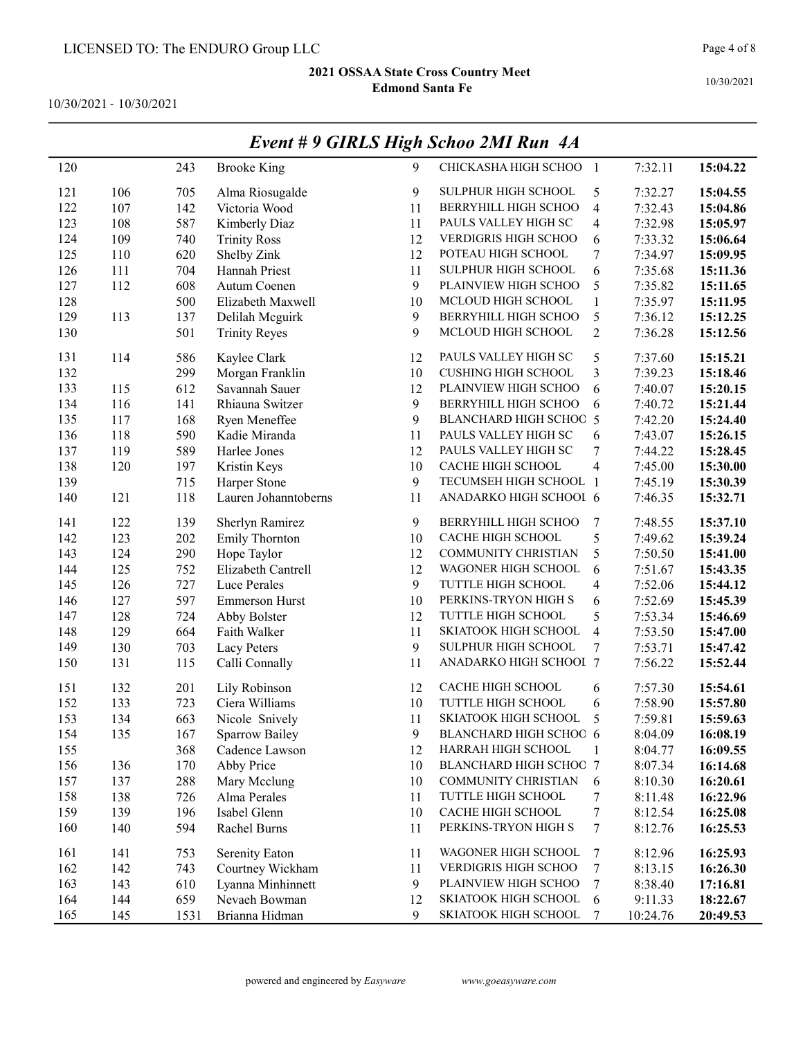LICENSED TO: The ENDURO Group LLC

## 2021 OSSAA State Cross Country Meet
### Edmond Santa Fe

10/30/2021 - 10/30/2021

## *Event # 9 GIRLS High Schoo 2MI Run 4A*

| | | | | | | | | |
|---|---|---|---|---|---|---|---|---|
| 120 | | 243 | Brooke King | 9 | CHICKASHA HIGH SCHOO | 1 | 7:32.11 | **15:04.22** |
| 121 | 106 | 705 | Alma Riosugalde | 9 | SULPHUR HIGH SCHOOL | 5 | 7:32.27 | **15:04.55** |
| 122 | 107 | 142 | Victoria Wood | 11 | BERRYHILL HIGH SCHOO | 4 | 7:32.43 | **15:04.86** |
| 123 | 108 | 587 | Kimberly Diaz | 11 | PAULS VALLEY HIGH SC | 4 | 7:32.98 | **15:05.97** |
| 124 | 109 | 740 | Trinity Ross | 12 | VERDIGRIS HIGH SCHOO | 6 | 7:33.32 | **15:06.64** |
| 125 | 110 | 620 | Shelby Zink | 12 | POTEAU HIGH SCHOOL | 7 | 7:34.97 | **15:09.95** |
| 126 | 111 | 704 | Hannah Priest | 11 | SULPHUR HIGH SCHOOL | 6 | 7:35.68 | **15:11.36** |
| 127 | 112 | 608 | Autum Coenen | 9 | PLAINVIEW HIGH SCHOO | 5 | 7:35.82 | **15:11.65** |
| 128 | | 500 | Elizabeth Maxwell | 10 | MCLOUD HIGH SCHOOL | 1 | 7:35.97 | **15:11.95** |
| 129 | 113 | 137 | Delilah Mcguirk | 9 | BERRYHILL HIGH SCHOO | 5 | 7:36.12 | **15:12.25** |
| 130 | | 501 | Trinity Reyes | 9 | MCLOUD HIGH SCHOOL | 2 | 7:36.28 | **15:12.56** |
| 131 | 114 | 586 | Kaylee Clark | 12 | PAULS VALLEY HIGH SC | 5 | 7:37.60 | **15:15.21** |
| 132 | | 299 | Morgan Franklin | 10 | CUSHING HIGH SCHOOL | 3 | 7:39.23 | **15:18.46** |
| 133 | 115 | 612 | Savannah Sauer | 12 | PLAINVIEW HIGH SCHOO | 6 | 7:40.07 | **15:20.15** |
| 134 | 116 | 141 | Rhiauna Switzer | 9 | BERRYHILL HIGH SCHOO | 6 | 7:40.72 | **15:21.44** |
| 135 | 117 | 168 | Ryen Meneffee | 9 | BLANCHARD HIGH SCHOO | 5 | 7:42.20 | **15:24.40** |
| 136 | 118 | 590 | Kadie Miranda | 11 | PAULS VALLEY HIGH SC | 6 | 7:43.07 | **15:26.15** |
| 137 | 119 | 589 | Harlee Jones | 12 | PAULS VALLEY HIGH SC | 7 | 7:44.22 | **15:28.45** |
| 138 | 120 | 197 | Kristin Keys | 10 | CACHE HIGH SCHOOL | 4 | 7:45.00 | **15:30.00** |
| 139 | | 715 | Harper Stone | 9 | TECUMSEH HIGH SCHOOL | 1 | 7:45.19 | **15:30.39** |
| 140 | 121 | 118 | Lauren Johanntoberns | 11 | ANADARKO HIGH SCHOOL | 6 | 7:46.35 | **15:32.71** |
| 141 | 122 | 139 | Sherlyn Ramirez | 9 | BERRYHILL HIGH SCHOO | 7 | 7:48.55 | **15:37.10** |
| 142 | 123 | 202 | Emily Thornton | 10 | CACHE HIGH SCHOOL | 5 | 7:49.62 | **15:39.24** |
| 143 | 124 | 290 | Hope Taylor | 12 | COMMUNITY CHRISTIAN | 5 | 7:50.50 | **15:41.00** |
| 144 | 125 | 752 | Elizabeth Cantrell | 12 | WAGONER HIGH SCHOOL | 6 | 7:51.67 | **15:43.35** |
| 145 | 126 | 727 | Luce Perales | 9 | TUTTLE HIGH SCHOOL | 4 | 7:52.06 | **15:44.12** |
| 146 | 127 | 597 | Emmerson Hurst | 10 | PERKINS-TRYON HIGH S | 6 | 7:52.69 | **15:45.39** |
| 147 | 128 | 724 | Abby Bolster | 12 | TUTTLE HIGH SCHOOL | 5 | 7:53.34 | **15:46.69** |
| 148 | 129 | 664 | Faith Walker | 11 | SKIATOOK HIGH SCHOOL | 4 | 7:53.50 | **15:47.00** |
| 149 | 130 | 703 | Lacy Peters | 9 | SULPHUR HIGH SCHOOL | 7 | 7:53.71 | **15:47.42** |
| 150 | 131 | 115 | Calli Connally | 11 | ANADARKO HIGH SCHOOL | 7 | 7:56.22 | **15:52.44** |
| 151 | 132 | 201 | Lily Robinson | 12 | CACHE HIGH SCHOOL | 6 | 7:57.30 | **15:54.61** |
| 152 | 133 | 723 | Ciera Williams | 10 | TUTTLE HIGH SCHOOL | 6 | 7:58.90 | **15:57.80** |
| 153 | 134 | 663 | Nicole Snively | 11 | SKIATOOK HIGH SCHOOL | 5 | 7:59.81 | **15:59.63** |
| 154 | 135 | 167 | Sparrow Bailey | 9 | BLANCHARD HIGH SCHOO | 6 | 8:04.09 | **16:08.19** |
| 155 | | 368 | Cadence Lawson | 12 | HARRAH HIGH SCHOOL | 1 | 8:04.77 | **16:09.55** |
| 156 | 136 | 170 | Abby Price | 10 | BLANCHARD HIGH SCHOO | 7 | 8:07.34 | **16:14.68** |
| 157 | 137 | 288 | Mary Mcclung | 10 | COMMUNITY CHRISTIAN | 6 | 8:10.30 | **16:20.61** |
| 158 | 138 | 726 | Alma Perales | 11 | TUTTLE HIGH SCHOOL | 7 | 8:11.48 | **16:22.96** |
| 159 | 139 | 196 | Isabel Glenn | 10 | CACHE HIGH SCHOOL | 7 | 8:12.54 | **16:25.08** |
| 160 | 140 | 594 | Rachel Burns | 11 | PERKINS-TRYON HIGH S | 7 | 8:12.76 | **16:25.53** |
| 161 | 141 | 753 | Serenity Eaton | 11 | WAGONER HIGH SCHOOL | 7 | 8:12.96 | **16:25.93** |
| 162 | 142 | 743 | Courtney Wickham | 11 | VERDIGRIS HIGH SCHOO | 7 | 8:13.15 | **16:26.30** |
| 163 | 143 | 610 | Lyanna Minhinnett | 9 | PLAINVIEW HIGH SCHOO | 7 | 8:38.40 | **17:16.81** |
| 164 | 144 | 659 | Nevaeh Bowman | 12 | SKIATOOK HIGH SCHOOL | 6 | 9:11.33 | **18:22.67** |
| 165 | 145 | 1531 | Brianna Hidman | 9 | SKIATOOK HIGH SCHOOL | 7 | 10:24.76 | **20:49.53** |

powered and engineered by *Easyware* www.goeasyware.com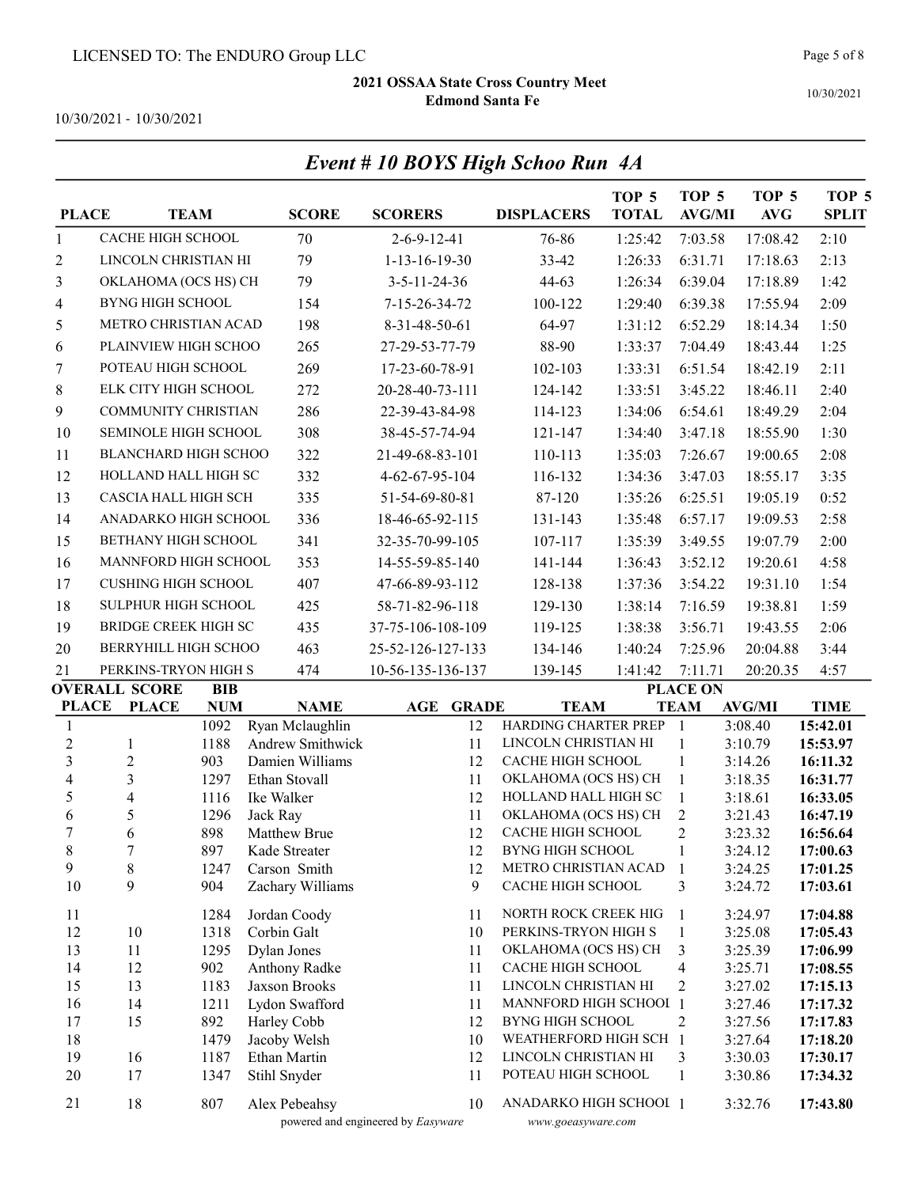LICENSED TO: The ENDURO Group LLC

**2021 OSSAA State Cross Country Meet**
**Edmond Santa Fe**

10/30/2021 - 10/30/2021

## *Event # 10 BOYS High Schoo Run 4A*

| PLACE | TEAM | SCORE | SCORERS | DISPLACERS | TOP 5 TOTAL | TOP 5 AVG/MI | TOP 5 AVG | TOP 5 SPLIT |
|---|---|---|---|---|---|---|---|---|
| 1 | CACHE HIGH SCHOOL | 70 | 2-6-9-12-41 | 76-86 | 1:25:42 | 7:03.58 | 17:08.42 | 2:10 |
| 2 | LINCOLN CHRISTIAN HI | 79 | 1-13-16-19-30 | 33-42 | 1:26:33 | 6:31.71 | 17:18.63 | 2:13 |
| 3 | OKLAHOMA (OCS HS) CH | 79 | 3-5-11-24-36 | 44-63 | 1:26:34 | 6:39.04 | 17:18.89 | 1:42 |
| 4 | BYNG HIGH SCHOOL | 154 | 7-15-26-34-72 | 100-122 | 1:29:40 | 6:39.38 | 17:55.94 | 2:09 |
| 5 | METRO CHRISTIAN ACAD | 198 | 8-31-48-50-61 | 64-97 | 1:31:12 | 6:52.29 | 18:14.34 | 1:50 |
| 6 | PLAINVIEW HIGH SCHOO | 265 | 27-29-53-77-79 | 88-90 | 1:33:37 | 7:04.49 | 18:43.44 | 1:25 |
| 7 | POTEAU HIGH SCHOOL | 269 | 17-23-60-78-91 | 102-103 | 1:33:31 | 6:51.54 | 18:42.19 | 2:11 |
| 8 | ELK CITY HIGH SCHOOL | 272 | 20-28-40-73-111 | 124-142 | 1:33:51 | 3:45.22 | 18:46.11 | 2:40 |
| 9 | COMMUNITY CHRISTIAN | 286 | 22-39-43-84-98 | 114-123 | 1:34:06 | 6:54.61 | 18:49.29 | 2:04 |
| 10 | SEMINOLE HIGH SCHOOL | 308 | 38-45-57-74-94 | 121-147 | 1:34:40 | 3:47.18 | 18:55.90 | 1:30 |
| 11 | BLANCHARD HIGH SCHOO | 322 | 21-49-68-83-101 | 110-113 | 1:35:03 | 7:26.67 | 19:00.65 | 2:08 |
| 12 | HOLLAND HALL HIGH SC | 332 | 4-62-67-95-104 | 116-132 | 1:34:36 | 3:47.03 | 18:55.17 | 3:35 |
| 13 | CASCIA HALL HIGH SCH | 335 | 51-54-69-80-81 | 87-120 | 1:35:26 | 6:25.51 | 19:05.19 | 0:52 |
| 14 | ANADARKO HIGH SCHOOL | 336 | 18-46-65-92-115 | 131-143 | 1:35:48 | 6:57.17 | 19:09.53 | 2:58 |
| 15 | BETHANY HIGH SCHOOL | 341 | 32-35-70-99-105 | 107-117 | 1:35:39 | 3:49.55 | 19:07.79 | 2:00 |
| 16 | MANNFORD HIGH SCHOOL | 353 | 14-55-59-85-140 | 141-144 | 1:36:43 | 3:52.12 | 19:20.61 | 4:58 |
| 17 | CUSHING HIGH SCHOOL | 407 | 47-66-89-93-112 | 128-138 | 1:37:36 | 3:54.22 | 19:31.10 | 1:54 |
| 18 | SULPHUR HIGH SCHOOL | 425 | 58-71-82-96-118 | 129-130 | 1:38:14 | 7:16.59 | 19:38.81 | 1:59 |
| 19 | BRIDGE CREEK HIGH SC | 435 | 37-75-106-108-109 | 119-125 | 1:38:38 | 3:56.71 | 19:43.55 | 2:06 |
| 20 | BERRYHILL HIGH SCHOO | 463 | 25-52-126-127-133 | 134-146 | 1:40:24 | 7:25.96 | 20:04.88 | 3:44 |
| 21 | PERKINS-TRYON HIGH S | 474 | 10-56-135-136-137 | 139-145 | 1:41:42 | 7:11.71 | 20:20.35 | 4:57 |

| OVERALL PLACE | SCORE PLACE | BIB NUM | NAME | AGE | GRADE | TEAM | PLACE ON TEAM | AVG/MI | TIME |
|---|---|---|---|---|---|---|---|---|---|
| 1 | | 1092 | Ryan Mclaughlin | | 12 | HARDING CHARTER PREP | 1 | 3:08.40 | **15:42.01** |
| 2 | 1 | 1188 | Andrew Smithwick | | 11 | LINCOLN CHRISTIAN HI | 1 | 3:10.79 | **15:53.97** |
| 3 | 2 | 903 | Damien Williams | | 12 | CACHE HIGH SCHOOL | 1 | 3:14.26 | **16:11.32** |
| 4 | 3 | 1297 | Ethan Stovall | | 11 | OKLAHOMA (OCS HS) CH | 1 | 3:18.35 | **16:31.77** |
| 5 | 4 | 1116 | Ike Walker | | 12 | HOLLAND HALL HIGH SC | 1 | 3:18.61 | **16:33.05** |
| 6 | 5 | 1296 | Jack Ray | | 11 | OKLAHOMA (OCS HS) CH | 2 | 3:21.43 | **16:47.19** |
| 7 | 6 | 898 | Matthew Brue | | 12 | CACHE HIGH SCHOOL | 2 | 3:23.32 | **16:56.64** |
| 8 | 7 | 897 | Kade Streater | | 12 | BYNG HIGH SCHOOL | 1 | 3:24.12 | **17:00.63** |
| 9 | 8 | 1247 | Carson Smith | | 12 | METRO CHRISTIAN ACAD | 1 | 3:24.25 | **17:01.25** |
| 10 | 9 | 904 | Zachary Williams | | 9 | CACHE HIGH SCHOOL | 3 | 3:24.72 | **17:03.61** |
| 11 | | 1284 | Jordan Coody | | 11 | NORTH ROCK CREEK HIG | 1 | 3:24.97 | **17:04.88** |
| 12 | 10 | 1318 | Corbin Galt | | 10 | PERKINS-TRYON HIGH S | 1 | 3:25.08 | **17:05.43** |
| 13 | 11 | 1295 | Dylan Jones | | 11 | OKLAHOMA (OCS HS) CH | 3 | 3:25.39 | **17:06.99** |
| 14 | 12 | 902 | Anthony Radke | | 11 | CACHE HIGH SCHOOL | 4 | 3:25.71 | **17:08.55** |
| 15 | 13 | 1183 | Jaxson Brooks | | 11 | LINCOLN CHRISTIAN HI | 2 | 3:27.02 | **17:15.13** |
| 16 | 14 | 1211 | Lydon Swafford | | 11 | MANNFORD HIGH SCHOOL | 1 | 3:27.46 | **17:17.32** |
| 17 | 15 | 892 | Harley Cobb | | 12 | BYNG HIGH SCHOOL | 2 | 3:27.56 | **17:17.83** |
| 18 | | 1479 | Jacoby Welsh | | 10 | WEATHERFORD HIGH SCH | 1 | 3:27.64 | **17:18.20** |
| 19 | 16 | 1187 | Ethan Martin | | 12 | LINCOLN CHRISTIAN HI | 3 | 3:30.03 | **17:30.17** |
| 20 | 17 | 1347 | Stihl Snyder | | 11 | POTEAU HIGH SCHOOL | 1 | 3:30.86 | **17:34.32** |
| 21 | 18 | 807 | Alex Pebeahsy | | 10 | ANADARKO HIGH SCHOOL | 1 | 3:32.76 | **17:43.80** |

powered and engineered by *Easyware* www.goeasyware.com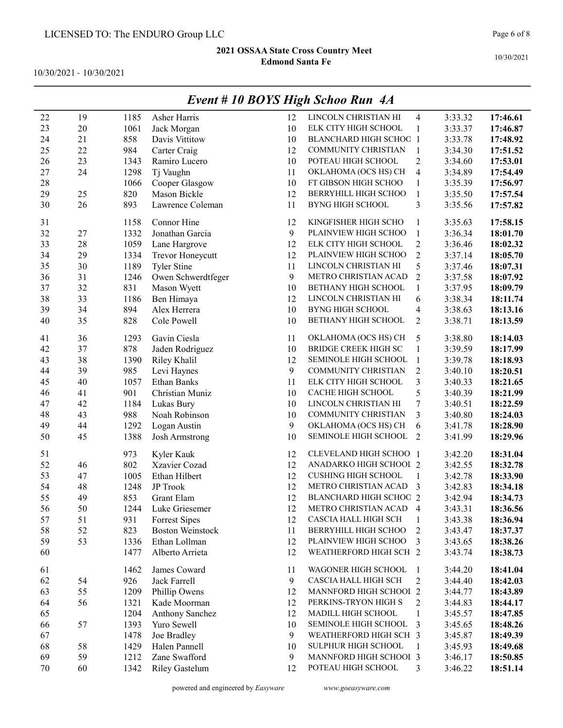LICENSED TO: The ENDURO Group LLC

**2021 OSSAA State Cross Country Meet**
**Edmond Santa Fe**

10/30/2021 - 10/30/2021

## *Event # 10 BOYS High Schoo Run 4A*

| | | | | | | | | |
|---|---|---|---|---|---|---|---|---|
| 22 | 19 | 1185 | Asher Harris | 12 | LINCOLN CHRISTIAN HI | 4 | 3:33.32 | **17:46.61** |
| 23 | 20 | 1061 | Jack Morgan | 10 | ELK CITY HIGH SCHOOL | 1 | 3:33.37 | **17:46.87** |
| 24 | 21 | 858 | Davis Vittitow | 10 | BLANCHARD HIGH SCHOC | 1 | 3:33.78 | **17:48.92** |
| 25 | 22 | 984 | Carter Craig | 12 | COMMUNITY CHRISTIAN | 1 | 3:34.30 | **17:51.52** |
| 26 | 23 | 1343 | Ramiro Lucero | 10 | POTEAU HIGH SCHOOL | 2 | 3:34.60 | **17:53.01** |
| 27 | 24 | 1298 | Tj Vaughn | 11 | OKLAHOMA (OCS HS) CH | 4 | 3:34.89 | **17:54.49** |
| 28 | | 1066 | Cooper Glasgow | 10 | FT GIBSON HIGH SCHOO | 1 | 3:35.39 | **17:56.97** |
| 29 | 25 | 820 | Mason Bickle | 12 | BERRYHILL HIGH SCHOO | 1 | 3:35.50 | **17:57.54** |
| 30 | 26 | 893 | Lawrence Coleman | 11 | BYNG HIGH SCHOOL | 3 | 3:35.56 | **17:57.82** |
| 31 | | 1158 | Connor Hine | 12 | KINGFISHER HIGH SCHO | 1 | 3:35.63 | **17:58.15** |
| 32 | 27 | 1332 | Jonathan Garcia | 9 | PLAINVIEW HIGH SCHOO | 1 | 3:36.34 | **18:01.70** |
| 33 | 28 | 1059 | Lane Hargrove | 12 | ELK CITY HIGH SCHOOL | 2 | 3:36.46 | **18:02.32** |
| 34 | 29 | 1334 | Trevor Honeycutt | 12 | PLAINVIEW HIGH SCHOO | 2 | 3:37.14 | **18:05.70** |
| 35 | 30 | 1189 | Tyler Stine | 11 | LINCOLN CHRISTIAN HI | 5 | 3:37.46 | **18:07.31** |
| 36 | 31 | 1246 | Owen Schwerdtfeger | 9 | METRO CHRISTIAN ACAD | 2 | 3:37.58 | **18:07.92** |
| 37 | 32 | 831 | Mason Wyett | 10 | BETHANY HIGH SCHOOL | 1 | 3:37.95 | **18:09.79** |
| 38 | 33 | 1186 | Ben Himaya | 12 | LINCOLN CHRISTIAN HI | 6 | 3:38.34 | **18:11.74** |
| 39 | 34 | 894 | Alex Herrera | 10 | BYNG HIGH SCHOOL | 4 | 3:38.63 | **18:13.16** |
| 40 | 35 | 828 | Cole Powell | 10 | BETHANY HIGH SCHOOL | 2 | 3:38.71 | **18:13.59** |
| 41 | 36 | 1293 | Gavin Ciesla | 11 | OKLAHOMA (OCS HS) CH | 5 | 3:38.80 | **18:14.03** |
| 42 | 37 | 878 | Jaden Rodriguez | 10 | BRIDGE CREEK HIGH SC | 1 | 3:39.59 | **18:17.99** |
| 43 | 38 | 1390 | Riley Khalil | 12 | SEMINOLE HIGH SCHOOL | 1 | 3:39.78 | **18:18.93** |
| 44 | 39 | 985 | Levi Haynes | 9 | COMMUNITY CHRISTIAN | 2 | 3:40.10 | **18:20.51** |
| 45 | 40 | 1057 | Ethan Banks | 11 | ELK CITY HIGH SCHOOL | 3 | 3:40.33 | **18:21.65** |
| 46 | 41 | 901 | Christian Muniz | 10 | CACHE HIGH SCHOOL | 5 | 3:40.39 | **18:21.99** |
| 47 | 42 | 1184 | Lukas Bury | 10 | LINCOLN CHRISTIAN HI | 7 | 3:40.51 | **18:22.59** |
| 48 | 43 | 988 | Noah Robinson | 10 | COMMUNITY CHRISTIAN | 3 | 3:40.80 | **18:24.03** |
| 49 | 44 | 1292 | Logan Austin | 9 | OKLAHOMA (OCS HS) CH | 6 | 3:41.78 | **18:28.90** |
| 50 | 45 | 1388 | Josh Armstrong | 10 | SEMINOLE HIGH SCHOOL | 2 | 3:41.99 | **18:29.96** |
| 51 | | 973 | Kyler Kauk | 12 | CLEVELAND HIGH SCHOO | 1 | 3:42.20 | **18:31.04** |
| 52 | 46 | 802 | Xzavier Cozad | 12 | ANADARKO HIGH SCHOOI | 2 | 3:42.55 | **18:32.78** |
| 53 | 47 | 1005 | Ethan Hilbert | 12 | CUSHING HIGH SCHOOL | 1 | 3:42.78 | **18:33.90** |
| 54 | 48 | 1248 | JP Trook | 12 | METRO CHRISTIAN ACAD | 3 | 3:42.83 | **18:34.18** |
| 55 | 49 | 853 | Grant Elam | 12 | BLANCHARD HIGH SCHOC | 2 | 3:42.94 | **18:34.73** |
| 56 | 50 | 1244 | Luke Griesemer | 12 | METRO CHRISTIAN ACAD | 4 | 3:43.31 | **18:36.56** |
| 57 | 51 | 931 | Forrest Sipes | 12 | CASCIA HALL HIGH SCH | 1 | 3:43.38 | **18:36.94** |
| 58 | 52 | 823 | Boston Weinstock | 11 | BERRYHILL HIGH SCHOO | 2 | 3:43.47 | **18:37.37** |
| 59 | 53 | 1336 | Ethan Lollman | 12 | PLAINVIEW HIGH SCHOO | 3 | 3:43.65 | **18:38.26** |
| 60 | | 1477 | Alberto Arrieta | 12 | WEATHERFORD HIGH SCH | 2 | 3:43.74 | **18:38.73** |
| 61 | | 1462 | James Coward | 11 | WAGONER HIGH SCHOOL | 1 | 3:44.20 | **18:41.04** |
| 62 | 54 | 926 | Jack Farrell | 9 | CASCIA HALL HIGH SCH | 2 | 3:44.40 | **18:42.03** |
| 63 | 55 | 1209 | Phillip Owens | 12 | MANNFORD HIGH SCHOOI | 2 | 3:44.77 | **18:43.89** |
| 64 | 56 | 1321 | Kade Moorman | 12 | PERKINS-TRYON HIGH S | 2 | 3:44.83 | **18:44.17** |
| 65 | | 1204 | Anthony Sanchez | 12 | MADILL HIGH SCHOOL | 1 | 3:45.57 | **18:47.85** |
| 66 | 57 | 1393 | Yuro Sewell | 10 | SEMINOLE HIGH SCHOOL | 3 | 3:45.65 | **18:48.26** |
| 67 | | 1478 | Joe Bradley | 9 | WEATHERFORD HIGH SCH | 3 | 3:45.87 | **18:49.39** |
| 68 | 58 | 1429 | Halen Pannell | 10 | SULPHUR HIGH SCHOOL | 1 | 3:45.93 | **18:49.68** |
| 69 | 59 | 1212 | Zane Swafford | 9 | MANNFORD HIGH SCHOOI | 3 | 3:46.17 | **18:50.85** |
| 70 | 60 | 1342 | Riley Gastelum | 12 | POTEAU HIGH SCHOOL | 3 | 3:46.22 | **18:51.14** |

powered and engineered by *Easyware* www.goeasyware.com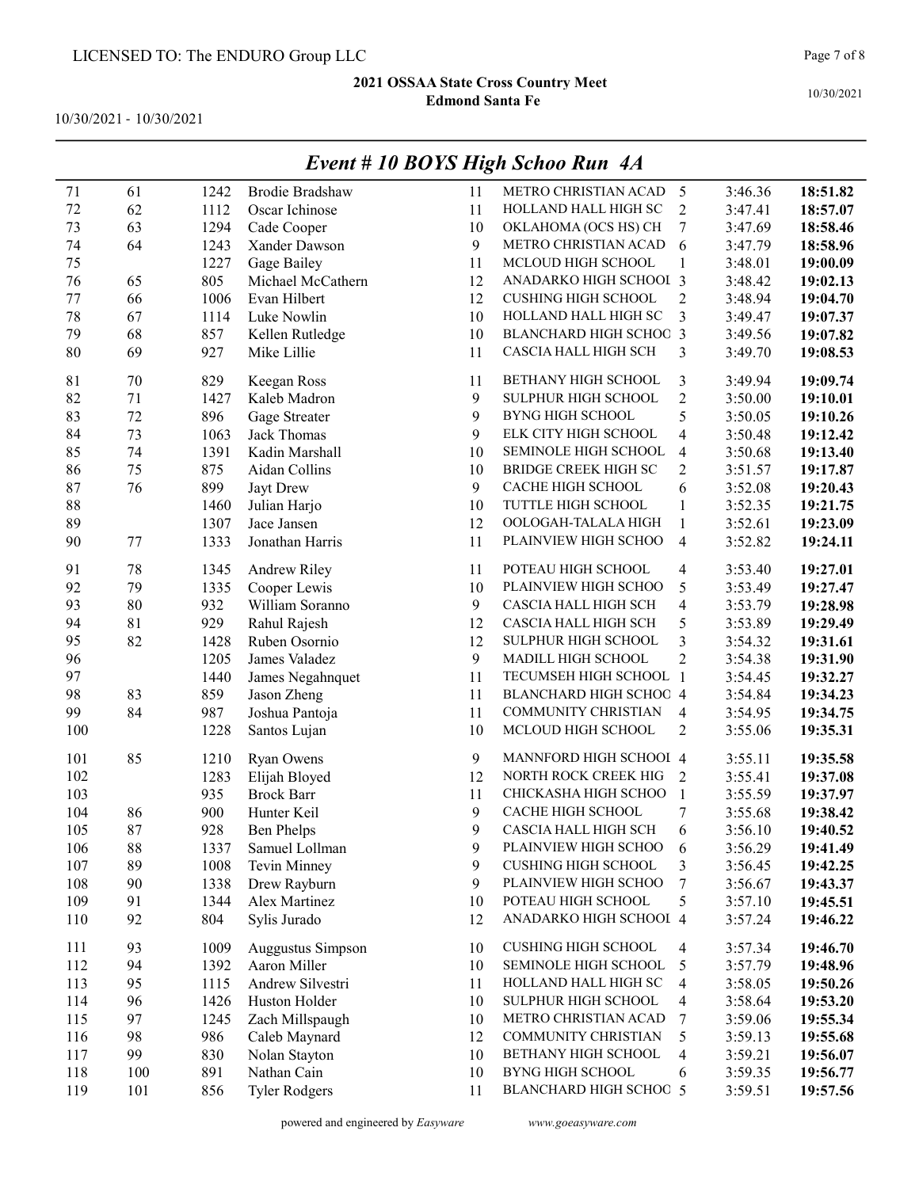LICENSED TO: The ENDURO Group LLC

**2021 OSSAA State Cross Country Meet**
**Edmond Santa Fe**

10/30/2021 - 10/30/2021

## *Event # 10 BOYS High Schoo Run 4A*

| Place | Team Place | Bib | Name | Grade | School | Runner | Pace | Time |
|---|---|---|---|---|---|---|---|---|
| 71 | 61 | 1242 | Brodie Bradshaw | 11 | METRO CHRISTIAN ACAD | 5 | 3:46.36 | **18:51.82** |
| 72 | 62 | 1112 | Oscar Ichinose | 11 | HOLLAND HALL HIGH SC | 2 | 3:47.41 | **18:57.07** |
| 73 | 63 | 1294 | Cade Cooper | 10 | OKLAHOMA (OCS HS) CH | 7 | 3:47.69 | **18:58.46** |
| 74 | 64 | 1243 | Xander Dawson | 9 | METRO CHRISTIAN ACAD | 6 | 3:47.79 | **18:58.96** |
| 75 | | 1227 | Gage Bailey | 11 | MCLOUD HIGH SCHOOL | 1 | 3:48.01 | **19:00.09** |
| 76 | 65 | 805 | Michael McCathern | 12 | ANADARKO HIGH SCHOOL | 3 | 3:48.42 | **19:02.13** |
| 77 | 66 | 1006 | Evan Hilbert | 12 | CUSHING HIGH SCHOOL | 2 | 3:48.94 | **19:04.70** |
| 78 | 67 | 1114 | Luke Nowlin | 10 | HOLLAND HALL HIGH SC | 3 | 3:49.47 | **19:07.37** |
| 79 | 68 | 857 | Kellen Rutledge | 10 | BLANCHARD HIGH SCHOO | 3 | 3:49.56 | **19:07.82** |
| 80 | 69 | 927 | Mike Lillie | 11 | CASCIA HALL HIGH SCH | 3 | 3:49.70 | **19:08.53** |
| 81 | 70 | 829 | Keegan Ross | 11 | BETHANY HIGH SCHOOL | 3 | 3:49.94 | **19:09.74** |
| 82 | 71 | 1427 | Kaleb Madron | 9 | SULPHUR HIGH SCHOOL | 2 | 3:50.00 | **19:10.01** |
| 83 | 72 | 896 | Gage Streater | 9 | BYNG HIGH SCHOOL | 5 | 3:50.05 | **19:10.26** |
| 84 | 73 | 1063 | Jack Thomas | 9 | ELK CITY HIGH SCHOOL | 4 | 3:50.48 | **19:12.42** |
| 85 | 74 | 1391 | Kadin Marshall | 10 | SEMINOLE HIGH SCHOOL | 4 | 3:50.68 | **19:13.40** |
| 86 | 75 | 875 | Aidan Collins | 10 | BRIDGE CREEK HIGH SC | 2 | 3:51.57 | **19:17.87** |
| 87 | 76 | 899 | Jayt Drew | 9 | CACHE HIGH SCHOOL | 6 | 3:52.08 | **19:20.43** |
| 88 | | 1460 | Julian Harjo | 10 | TUTTLE HIGH SCHOOL | 1 | 3:52.35 | **19:21.75** |
| 89 | | 1307 | Jace Jansen | 12 | OOLOGAH-TALALA HIGH | 1 | 3:52.61 | **19:23.09** |
| 90 | 77 | 1333 | Jonathan Harris | 11 | PLAINVIEW HIGH SCHOO | 4 | 3:52.82 | **19:24.11** |
| 91 | 78 | 1345 | Andrew Riley | 11 | POTEAU HIGH SCHOOL | 4 | 3:53.40 | **19:27.01** |
| 92 | 79 | 1335 | Cooper Lewis | 10 | PLAINVIEW HIGH SCHOO | 5 | 3:53.49 | **19:27.47** |
| 93 | 80 | 932 | William Soranno | 9 | CASCIA HALL HIGH SCH | 4 | 3:53.79 | **19:28.98** |
| 94 | 81 | 929 | Rahul Rajesh | 12 | CASCIA HALL HIGH SCH | 5 | 3:53.89 | **19:29.49** |
| 95 | 82 | 1428 | Ruben Osornio | 12 | SULPHUR HIGH SCHOOL | 3 | 3:54.32 | **19:31.61** |
| 96 | | 1205 | James Valadez | 9 | MADILL HIGH SCHOOL | 2 | 3:54.38 | **19:31.90** |
| 97 | | 1440 | James Negahnquet | 11 | TECUMSEH HIGH SCHOOL | 1 | 3:54.45 | **19:32.27** |
| 98 | 83 | 859 | Jason Zheng | 11 | BLANCHARD HIGH SCHOO | 4 | 3:54.84 | **19:34.23** |
| 99 | 84 | 987 | Joshua Pantoja | 11 | COMMUNITY CHRISTIAN | 4 | 3:54.95 | **19:34.75** |
| 100 | | 1228 | Santos Lujan | 10 | MCLOUD HIGH SCHOOL | 2 | 3:55.06 | **19:35.31** |
| 101 | 85 | 1210 | Ryan Owens | 9 | MANNFORD HIGH SCHOOL | 4 | 3:55.11 | **19:35.58** |
| 102 | | 1283 | Elijah Bloyed | 12 | NORTH ROCK CREEK HIG | 2 | 3:55.41 | **19:37.08** |
| 103 | | 935 | Brock Barr | 11 | CHICKASHA HIGH SCHOO | 1 | 3:55.59 | **19:37.97** |
| 104 | 86 | 900 | Hunter Keil | 9 | CACHE HIGH SCHOOL | 7 | 3:55.68 | **19:38.42** |
| 105 | 87 | 928 | Ben Phelps | 9 | CASCIA HALL HIGH SCH | 6 | 3:56.10 | **19:40.52** |
| 106 | 88 | 1337 | Samuel Lollman | 9 | PLAINVIEW HIGH SCHOO | 6 | 3:56.29 | **19:41.49** |
| 107 | 89 | 1008 | Tevin Minney | 9 | CUSHING HIGH SCHOOL | 3 | 3:56.45 | **19:42.25** |
| 108 | 90 | 1338 | Drew Rayburn | 9 | PLAINVIEW HIGH SCHOO | 7 | 3:56.67 | **19:43.37** |
| 109 | 91 | 1344 | Alex Martinez | 10 | POTEAU HIGH SCHOOL | 5 | 3:57.10 | **19:45.51** |
| 110 | 92 | 804 | Sylis Jurado | 12 | ANADARKO HIGH SCHOOL | 4 | 3:57.24 | **19:46.22** |
| 111 | 93 | 1009 | Auggustus Simpson | 10 | CUSHING HIGH SCHOOL | 4 | 3:57.34 | **19:46.70** |
| 112 | 94 | 1392 | Aaron Miller | 10 | SEMINOLE HIGH SCHOOL | 5 | 3:57.79 | **19:48.96** |
| 113 | 95 | 1115 | Andrew Silvestri | 11 | HOLLAND HALL HIGH SC | 4 | 3:58.05 | **19:50.26** |
| 114 | 96 | 1426 | Huston Holder | 10 | SULPHUR HIGH SCHOOL | 4 | 3:58.64 | **19:53.20** |
| 115 | 97 | 1245 | Zach Millspaugh | 10 | METRO CHRISTIAN ACAD | 7 | 3:59.06 | **19:55.34** |
| 116 | 98 | 986 | Caleb Maynard | 12 | COMMUNITY CHRISTIAN | 5 | 3:59.13 | **19:55.68** |
| 117 | 99 | 830 | Nolan Stayton | 10 | BETHANY HIGH SCHOOL | 4 | 3:59.21 | **19:56.07** |
| 118 | 100 | 891 | Nathan Cain | 10 | BYNG HIGH SCHOOL | 6 | 3:59.35 | **19:56.77** |
| 119 | 101 | 856 | Tyler Rodgers | 11 | BLANCHARD HIGH SCHOO | 5 | 3:59.51 | **19:57.56** |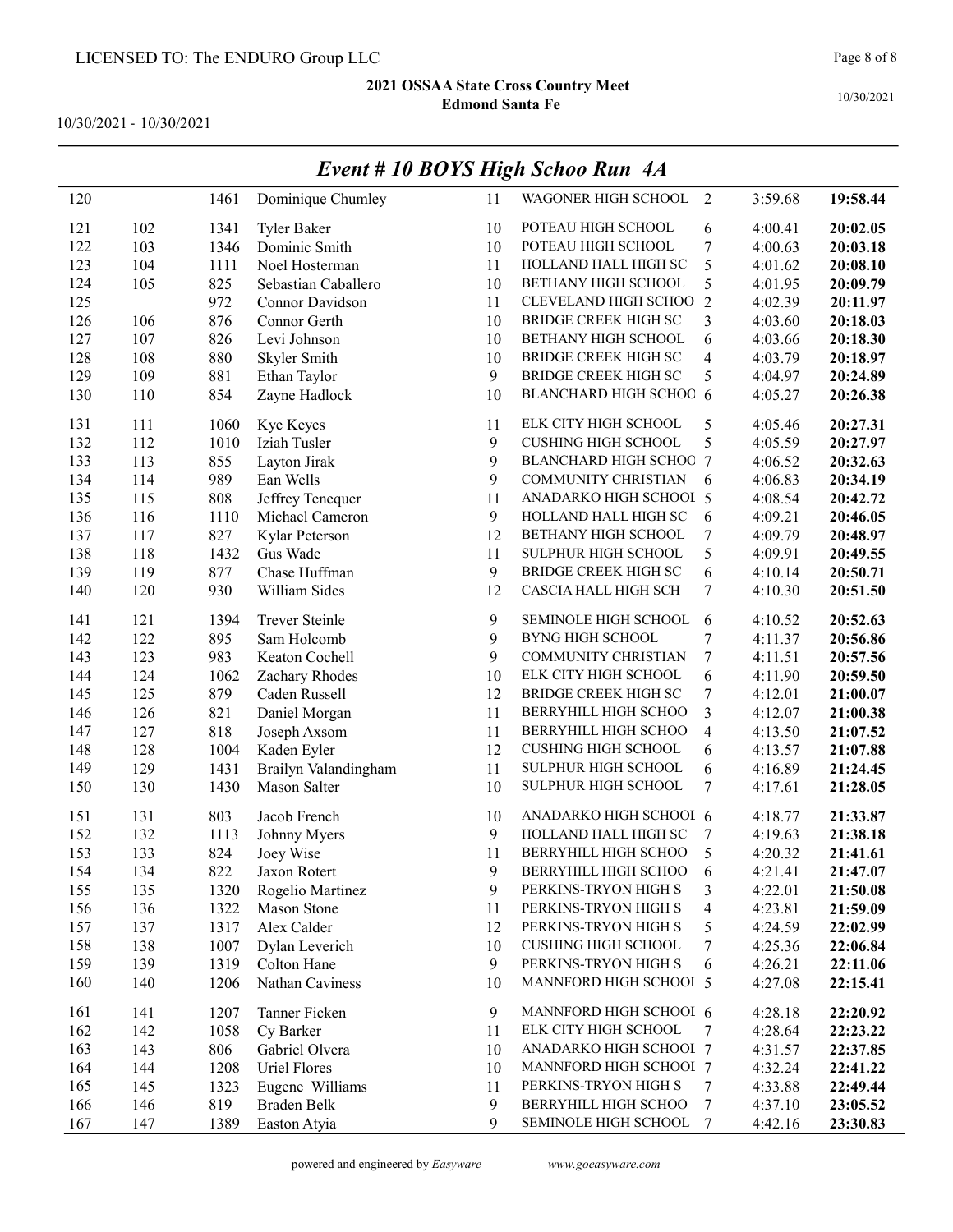LICENSED TO: The ENDURO Group LLC

**2021 OSSAA State Cross Country Meet**
**Edmond Santa Fe**

10/30/2021 - 10/30/2021

## *Event # 10 BOYS High Schoo Run 4A*

| | | | | | | | | |
|---|---|---|---|---|---|---|---|---|
| 120 | | 1461 | Dominique Chumley | 11 | WAGONER HIGH SCHOOL | 2 | 3:59.68 | **19:58.44** |
| 121 | 102 | 1341 | Tyler Baker | 10 | POTEAU HIGH SCHOOL | 6 | 4:00.41 | **20:02.05** |
| 122 | 103 | 1346 | Dominic Smith | 10 | POTEAU HIGH SCHOOL | 7 | 4:00.63 | **20:03.18** |
| 123 | 104 | 1111 | Noel Hosterman | 11 | HOLLAND HALL HIGH SC | 5 | 4:01.62 | **20:08.10** |
| 124 | 105 | 825 | Sebastian Caballero | 10 | BETHANY HIGH SCHOOL | 5 | 4:01.95 | **20:09.79** |
| 125 | | 972 | Connor Davidson | 11 | CLEVELAND HIGH SCHOO | 2 | 4:02.39 | **20:11.97** |
| 126 | 106 | 876 | Connor Gerth | 10 | BRIDGE CREEK HIGH SC | 3 | 4:03.60 | **20:18.03** |
| 127 | 107 | 826 | Levi Johnson | 10 | BETHANY HIGH SCHOOL | 6 | 4:03.66 | **20:18.30** |
| 128 | 108 | 880 | Skyler Smith | 10 | BRIDGE CREEK HIGH SC | 4 | 4:03.79 | **20:18.97** |
| 129 | 109 | 881 | Ethan Taylor | 9 | BRIDGE CREEK HIGH SC | 5 | 4:04.97 | **20:24.89** |
| 130 | 110 | 854 | Zayne Hadlock | 10 | BLANCHARD HIGH SCHOO | 6 | 4:05.27 | **20:26.38** |
| 131 | 111 | 1060 | Kye Keyes | 11 | ELK CITY HIGH SCHOOL | 5 | 4:05.46 | **20:27.31** |
| 132 | 112 | 1010 | Iziah Tusler | 9 | CUSHING HIGH SCHOOL | 5 | 4:05.59 | **20:27.97** |
| 133 | 113 | 855 | Layton Jirak | 9 | BLANCHARD HIGH SCHOO | 7 | 4:06.52 | **20:32.63** |
| 134 | 114 | 989 | Ean Wells | 9 | COMMUNITY CHRISTIAN | 6 | 4:06.83 | **20:34.19** |
| 135 | 115 | 808 | Jeffrey Tenequer | 11 | ANADARKO HIGH SCHOOL | 5 | 4:08.54 | **20:42.72** |
| 136 | 116 | 1110 | Michael Cameron | 9 | HOLLAND HALL HIGH SC | 6 | 4:09.21 | **20:46.05** |
| 137 | 117 | 827 | Kylar Peterson | 12 | BETHANY HIGH SCHOOL | 7 | 4:09.79 | **20:48.97** |
| 138 | 118 | 1432 | Gus Wade | 11 | SULPHUR HIGH SCHOOL | 5 | 4:09.91 | **20:49.55** |
| 139 | 119 | 877 | Chase Huffman | 9 | BRIDGE CREEK HIGH SC | 6 | 4:10.14 | **20:50.71** |
| 140 | 120 | 930 | William Sides | 12 | CASCIA HALL HIGH SCH | 7 | 4:10.30 | **20:51.50** |
| 141 | 121 | 1394 | Trever Steinle | 9 | SEMINOLE HIGH SCHOOL | 6 | 4:10.52 | **20:52.63** |
| 142 | 122 | 895 | Sam Holcomb | 9 | BYNG HIGH SCHOOL | 7 | 4:11.37 | **20:56.86** |
| 143 | 123 | 983 | Keaton Cochell | 9 | COMMUNITY CHRISTIAN | 7 | 4:11.51 | **20:57.56** |
| 144 | 124 | 1062 | Zachary Rhodes | 10 | ELK CITY HIGH SCHOOL | 6 | 4:11.90 | **20:59.50** |
| 145 | 125 | 879 | Caden Russell | 12 | BRIDGE CREEK HIGH SC | 7 | 4:12.01 | **21:00.07** |
| 146 | 126 | 821 | Daniel Morgan | 11 | BERRYHILL HIGH SCHOO | 3 | 4:12.07 | **21:00.38** |
| 147 | 127 | 818 | Joseph Axsom | 11 | BERRYHILL HIGH SCHOO | 4 | 4:13.50 | **21:07.52** |
| 148 | 128 | 1004 | Kaden Eyler | 12 | CUSHING HIGH SCHOOL | 6 | 4:13.57 | **21:07.88** |
| 149 | 129 | 1431 | Brailyn Valandingham | 11 | SULPHUR HIGH SCHOOL | 6 | 4:16.89 | **21:24.45** |
| 150 | 130 | 1430 | Mason Salter | 10 | SULPHUR HIGH SCHOOL | 7 | 4:17.61 | **21:28.05** |
| 151 | 131 | 803 | Jacob French | 10 | ANADARKO HIGH SCHOOL | 6 | 4:18.77 | **21:33.87** |
| 152 | 132 | 1113 | Johnny Myers | 9 | HOLLAND HALL HIGH SC | 7 | 4:19.63 | **21:38.18** |
| 153 | 133 | 824 | Joey Wise | 11 | BERRYHILL HIGH SCHOO | 5 | 4:20.32 | **21:41.61** |
| 154 | 134 | 822 | Jaxon Rotert | 9 | BERRYHILL HIGH SCHOO | 6 | 4:21.41 | **21:47.07** |
| 155 | 135 | 1320 | Rogelio Martinez | 9 | PERKINS-TRYON HIGH S | 3 | 4:22.01 | **21:50.08** |
| 156 | 136 | 1322 | Mason Stone | 11 | PERKINS-TRYON HIGH S | 4 | 4:23.81 | **21:59.09** |
| 157 | 137 | 1317 | Alex Calder | 12 | PERKINS-TRYON HIGH S | 5 | 4:24.59 | **22:02.99** |
| 158 | 138 | 1007 | Dylan Leverich | 10 | CUSHING HIGH SCHOOL | 7 | 4:25.36 | **22:06.84** |
| 159 | 139 | 1319 | Colton Hane | 9 | PERKINS-TRYON HIGH S | 6 | 4:26.21 | **22:11.06** |
| 160 | 140 | 1206 | Nathan Caviness | 10 | MANNFORD HIGH SCHOOL | 5 | 4:27.08 | **22:15.41** |
| 161 | 141 | 1207 | Tanner Ficken | 9 | MANNFORD HIGH SCHOOL | 6 | 4:28.18 | **22:20.92** |
| 162 | 142 | 1058 | Cy Barker | 11 | ELK CITY HIGH SCHOOL | 7 | 4:28.64 | **22:23.22** |
| 163 | 143 | 806 | Gabriel Olvera | 10 | ANADARKO HIGH SCHOOL | 7 | 4:31.57 | **22:37.85** |
| 164 | 144 | 1208 | Uriel Flores | 10 | MANNFORD HIGH SCHOOL | 7 | 4:32.24 | **22:41.22** |
| 165 | 145 | 1323 | Eugene Williams | 11 | PERKINS-TRYON HIGH S | 7 | 4:33.88 | **22:49.44** |
| 166 | 146 | 819 | Braden Belk | 9 | BERRYHILL HIGH SCHOO | 7 | 4:37.10 | **23:05.52** |
| 167 | 147 | 1389 | Easton Atyia | 9 | SEMINOLE HIGH SCHOOL | 7 | 4:42.16 | **23:30.83** |